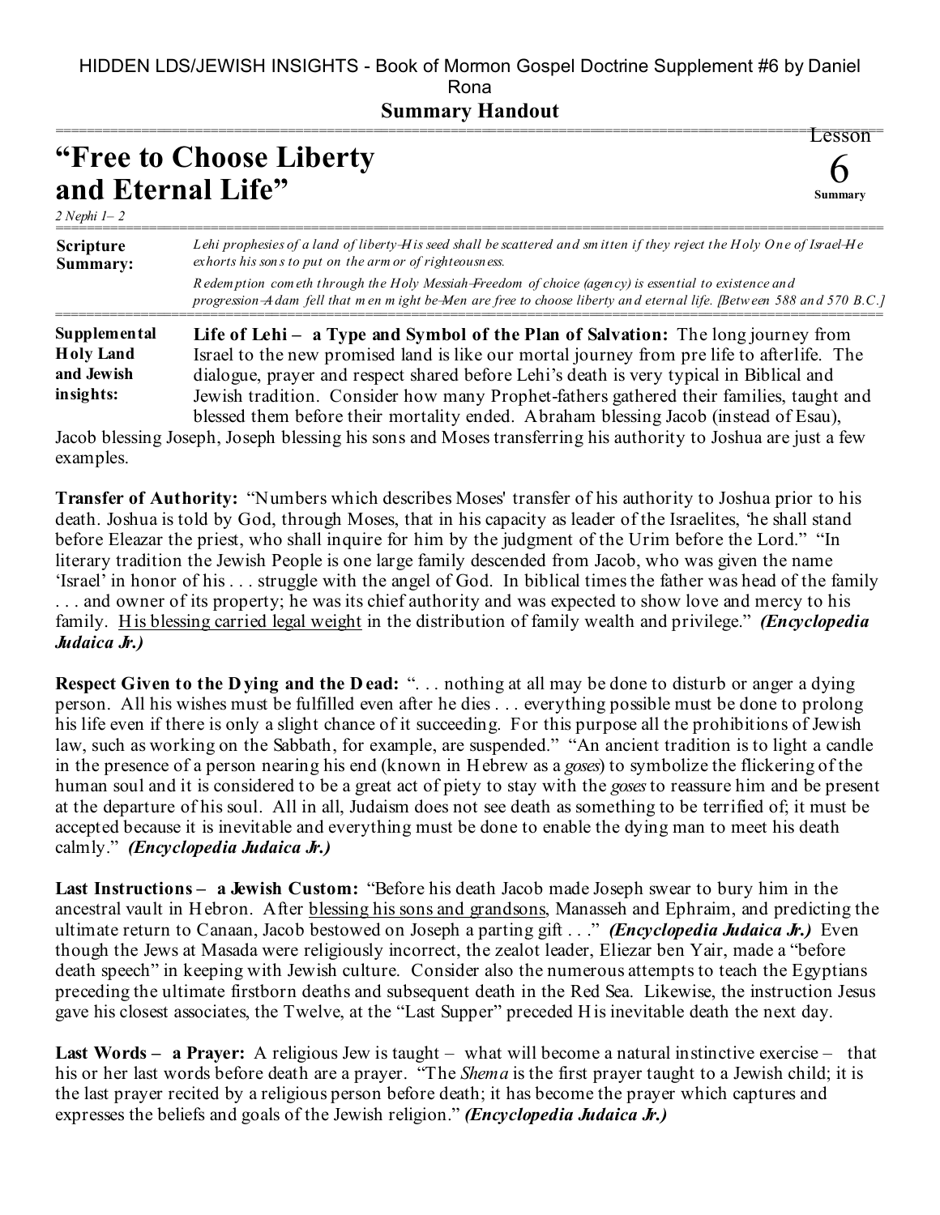HIDDEN LDS/JEWISH INSIGHTS - Book of Mormon Gospel Doctrine Supplement #6 by Daniel Rona

**Summary Handout**

# "Free to Choose Liberty and Eternal Life"

Lesson 6 Summary

*2 Nephi 1– 2*

**Scripture Summary:**

*Lehi prophesies of a land of liberty—His seed shall be scattered and smitten if they reject the Holy One of Israel—He exhorts his sons to put on the armor of righteousness.*

*Redemption cometh through the Holy Messiah—Freedom of choice (agency) is essential to existence and progression—Adam fell that men might be—Men are free to choose liberty and eternal life. [Between 588 and 570 B.C.]*

**Supplemental Holy Land and Jewish insights:**

**Life of Lehi – a Type and Symbol of the Plan of Salvation:** The long journey from Israel to the new promised land is like our mortal journey from pre life to afterlife. The dialogue, prayer and respect shared before Lehi's death is very typical in Biblical and Jewish tradition. Consider how many Prophet-fathers gathered their families, taught and blessed them before their mortality ended. Abraham blessing Jacob (instead of Esau), Jacob blessing Joseph, Joseph blessing his sons and Moses transferring his authority to Joshua are just a few examples.

**Transfer of Authority:** "Numbers which describes Moses' transfer of his authority to Joshua prior to his death. Joshua is told by God, through Moses, that in his capacity as leader of the Israelites, 'he shall stand before Eleazar the priest, who shall inquire for him by the judgment of the Urim before the Lord." "In literary tradition the Jewish People is one large family descended from Jacob, who was given the name 'Israel' in honor of his . . . struggle with the angel of God. In biblical times the father was head of the family . . . and owner of its property; he was its chief authority and was expected to show love and mercy to his family. <u>His blessing carried legal weight</u> in the distribution of family wealth and privilege." ***(Encyclopedia Judaica Jr.)***

**Respect Given to the Dying and the Dead:** ". . . nothing at all may be done to disturb or anger a dying person. All his wishes must be fulfilled even after he dies . . . everything possible must be done to prolong his life even if there is only a slight chance of it succeeding. For this purpose all the prohibitions of Jewish law, such as working on the Sabbath, for example, are suspended." "An ancient tradition is to light a candle in the presence of a person nearing his end (known in Hebrew as a *goses*) to symbolize the flickering of the human soul and it is considered to be a great act of piety to stay with the *goses* to reassure him and be present at the departure of his soul. All in all, Judaism does not see death as something to be terrified of; it must be accepted because it is inevitable and everything must be done to enable the dying man to meet his death calmly." ***(Encyclopedia Judaica Jr.)***

**Last Instructions – a Jewish Custom:** "Before his death Jacob made Joseph swear to bury him in the ancestral vault in Hebron. After <u>blessing his sons and grandsons</u>, Manasseh and Ephraim, and predicting the ultimate return to Canaan, Jacob bestowed on Joseph a parting gift . . ." ***(Encyclopedia Judaica Jr.)*** Even though the Jews at Masada were religiously incorrect, the zealot leader, Eliezar ben Yair, made a "before death speech" in keeping with Jewish culture. Consider also the numerous attempts to teach the Egyptians preceding the ultimate firstborn deaths and subsequent death in the Red Sea. Likewise, the instruction Jesus gave his closest associates, the Twelve, at the "Last Supper" preceded His inevitable death the next day.

**Last Words – a Prayer:** A religious Jew is taught – what will become a natural instinctive exercise – that his or her last words before death are a prayer. "The *Shema* is the first prayer taught to a Jewish child; it is the last prayer recited by a religious person before death; it has become the prayer which captures and expresses the beliefs and goals of the Jewish religion." ***(Encyclopedia Judaica Jr.)***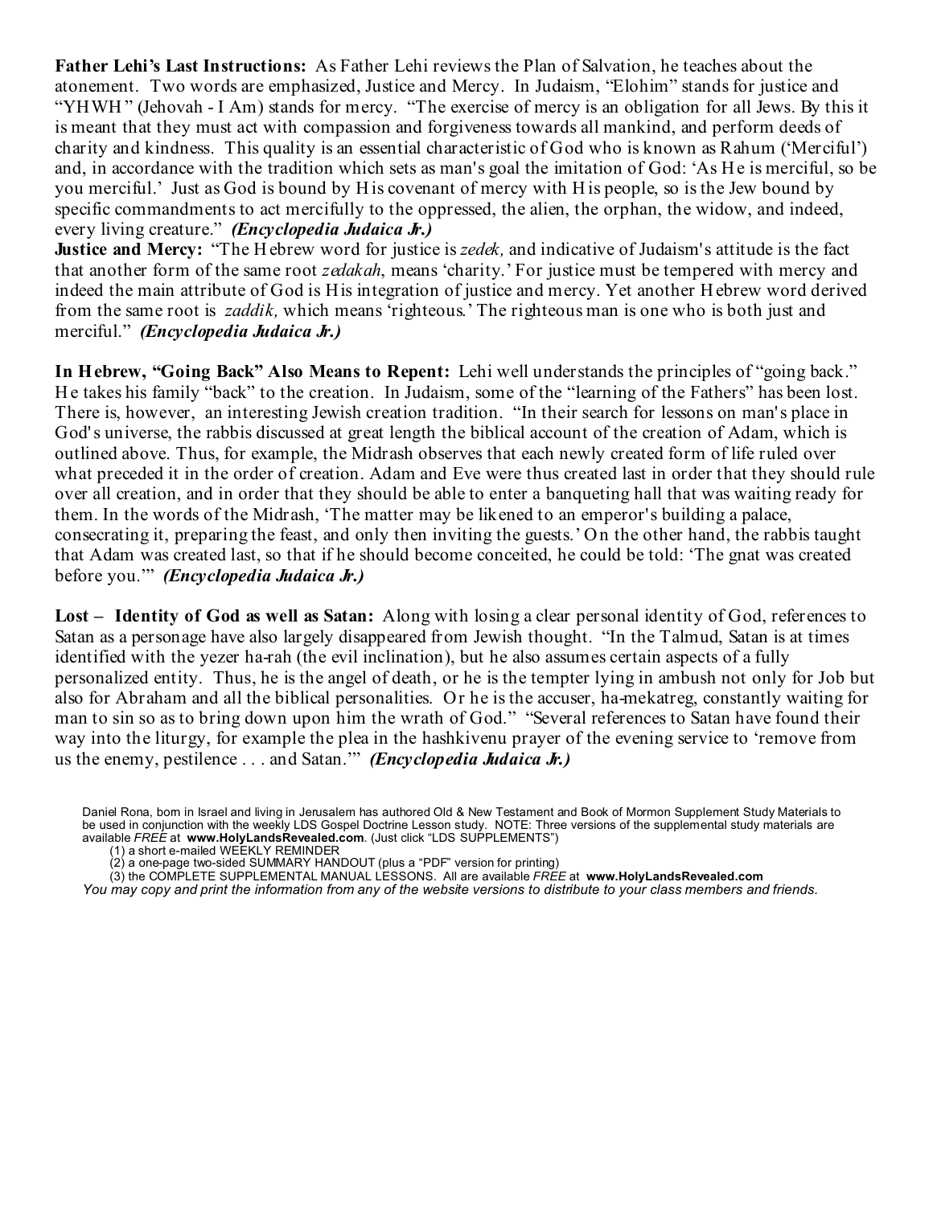**Father Lehi's Last Instructions:** As Father Lehi reviews the Plan of Salvation, he teaches about the atonement. Two words are emphasized, Justice and Mercy. In Judaism, "Elohim" stands for justice and "YHWH" (Jehovah - I Am) stands for mercy. "The exercise of mercy is an obligation for all Jews. By this it is meant that they must act with compassion and forgiveness towards all mankind, and perform deeds of charity and kindness. This quality is an essential characteristic of God who is known as Rahum ('Merciful') and, in accordance with the tradition which sets as man's goal the imitation of God: 'As He is merciful, so be you merciful.' Just as God is bound by His covenant of mercy with His people, so is the Jew bound by specific commandments to act mercifully to the oppressed, the alien, the orphan, the widow, and indeed, every living creature." ***(Encyclopedia Judaica Jr.)***

**Justice and Mercy:** "The Hebrew word for justice is *zedek,* and indicative of Judaism's attitude is the fact that another form of the same root *zedakah*, means 'charity.' For justice must be tempered with mercy and indeed the main attribute of God is His integration of justice and mercy. Yet another Hebrew word derived from the same root is *zaddik,* which means 'righteous.' The righteous man is one who is both just and merciful." ***(Encyclopedia Judaica Jr.)***

**In Hebrew, "Going Back" Also Means to Repent:** Lehi well understands the principles of "going back." He takes his family "back" to the creation. In Judaism, some of the "learning of the Fathers" has been lost. There is, however, an interesting Jewish creation tradition. "In their search for lessons on man's place in God's universe, the rabbis discussed at great length the biblical account of the creation of Adam, which is outlined above. Thus, for example, the Midrash observes that each newly created form of life ruled over what preceded it in the order of creation. Adam and Eve were thus created last in order that they should rule over all creation, and in order that they should be able to enter a banqueting hall that was waiting ready for them. In the words of the Midrash, 'The matter may be likened to an emperor's building a palace, consecrating it, preparing the feast, and only then inviting the guests.' On the other hand, the rabbis taught that Adam was created last, so that if he should become conceited, he could be told: 'The gnat was created before you.'" ***(Encyclopedia Judaica Jr.)***

**Lost – Identity of God as well as Satan:** Along with losing a clear personal identity of God, references to Satan as a personage have also largely disappeared from Jewish thought. "In the Talmud, Satan is at times identified with the yezer ha-rah (the evil inclination), but he also assumes certain aspects of a fully personalized entity. Thus, he is the angel of death, or he is the tempter lying in ambush not only for Job but also for Abraham and all the biblical personalities. Or he is the accuser, ha-mekatreg, constantly waiting for man to sin so as to bring down upon him the wrath of God." "Several references to Satan have found their way into the liturgy, for example the plea in the hashkivenu prayer of the evening service to 'remove from us the enemy, pestilence . . . and Satan.'" ***(Encyclopedia Judaica Jr.)***

Daniel Rona, born in Israel and living in Jerusalem has authored Old & New Testament and Book of Mormon Supplement Study Materials to be used in conjunction with the weekly LDS Gospel Doctrine Lesson study. NOTE: Three versions of the supplemental study materials are available *FREE* at **www.HolyLandsRevealed.com**. (Just click "LDS SUPPLEMENTS")

(1) a short e-mailed WEEKLY REMINDER
(2) a one-page two-sided SUMMARY HANDOUT (plus a "PDF" version for printing)
(3) the COMPLETE SUPPLEMENTAL MANUAL LESSONS. All are available *FREE* at **www.HolyLandsRevealed.com**

*You may copy and print the information from any of the website versions to distribute to your class members and friends.*